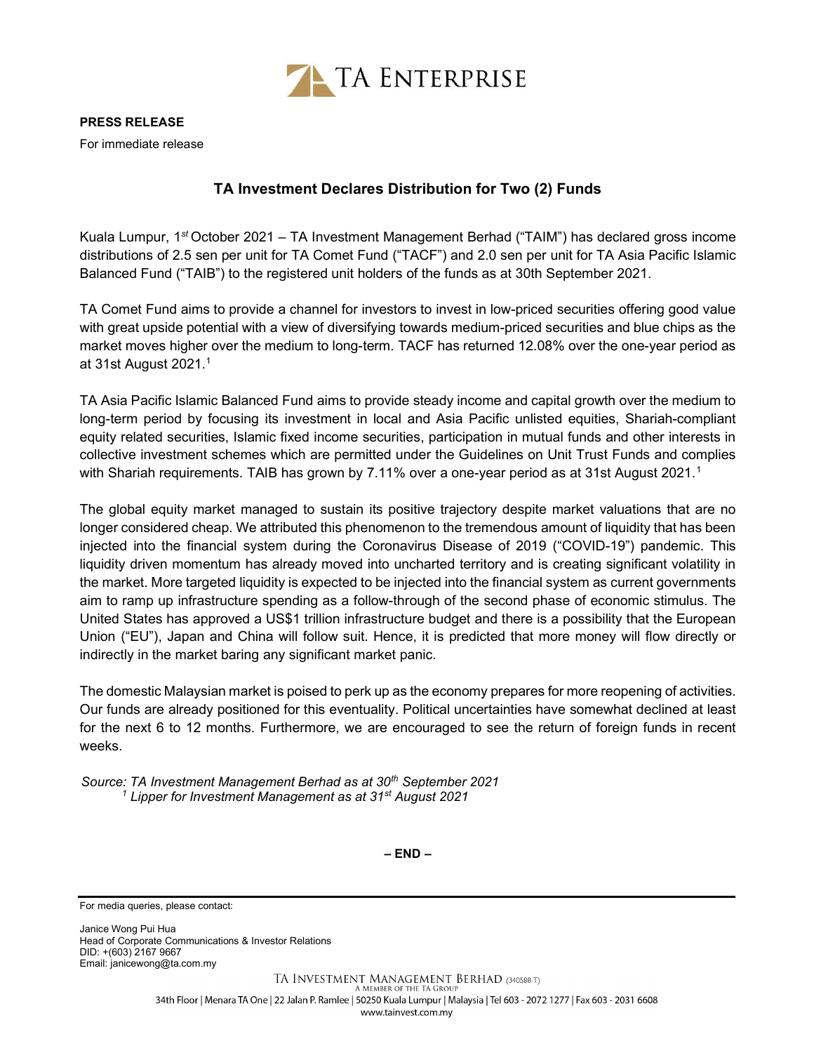TA ENTERPRISE

**PRESS RELEASE**

For immediate release

## TA Investment Declares Distribution for Two (2) Funds

Kuala Lumpur, 1st October 2021 – TA Investment Management Berhad ("TAIM") has declared gross income distributions of 2.5 sen per unit for TA Comet Fund ("TACF") and 2.0 sen per unit for TA Asia Pacific Islamic Balanced Fund ("TAIB") to the registered unit holders of the funds as at 30th September 2021.

TA Comet Fund aims to provide a channel for investors to invest in low-priced securities offering good value with great upside potential with a view of diversifying towards medium-priced securities and blue chips as the market moves higher over the medium to long-term. TACF has returned 12.08% over the one-year period as at 31st August 2021.[1]

TA Asia Pacific Islamic Balanced Fund aims to provide steady income and capital growth over the medium to long-term period by focusing its investment in local and Asia Pacific unlisted equities, Shariah-compliant equity related securities, Islamic fixed income securities, participation in mutual funds and other interests in collective investment schemes which are permitted under the Guidelines on Unit Trust Funds and complies with Shariah requirements. TAIB has grown by 7.11% over a one-year period as at 31st August 2021.[1]

The global equity market managed to sustain its positive trajectory despite market valuations that are no longer considered cheap. We attributed this phenomenon to the tremendous amount of liquidity that has been injected into the financial system during the Coronavirus Disease of 2019 ("COVID-19") pandemic. This liquidity driven momentum has already moved into uncharted territory and is creating significant volatility in the market. More targeted liquidity is expected to be injected into the financial system as current governments aim to ramp up infrastructure spending as a follow-through of the second phase of economic stimulus. The United States has approved a US$1 trillion infrastructure budget and there is a possibility that the European Union ("EU"), Japan and China will follow suit. Hence, it is predicted that more money will flow directly or indirectly in the market baring any significant market panic.

The domestic Malaysian market is poised to perk up as the economy prepares for more reopening of activities. Our funds are already positioned for this eventuality. Political uncertainties have somewhat declined at least for the next 6 to 12 months. Furthermore, we are encouraged to see the return of foreign funds in recent weeks.

*Source: TA Investment Management Berhad as at 30th September 2021*
*[1] Lipper for Investment Management as at 31st August 2021*

**– END –**

For media queries, please contact:

Janice Wong Pui Hua
Head of Corporate Communications & Investor Relations
DID: +(603) 2167 9667
Email: janicewong@ta.com.my

TA INVESTMENT MANAGEMENT BERHAD (340588-T)
A MEMBER OF THE TA GROUP
34th Floor | Menara TA One | 22 Jalan P. Ramlee | 50250 Kuala Lumpur | Malaysia | Tel 603 - 2072 1277 | Fax 603 - 2031 6608
www.tainvest.com.my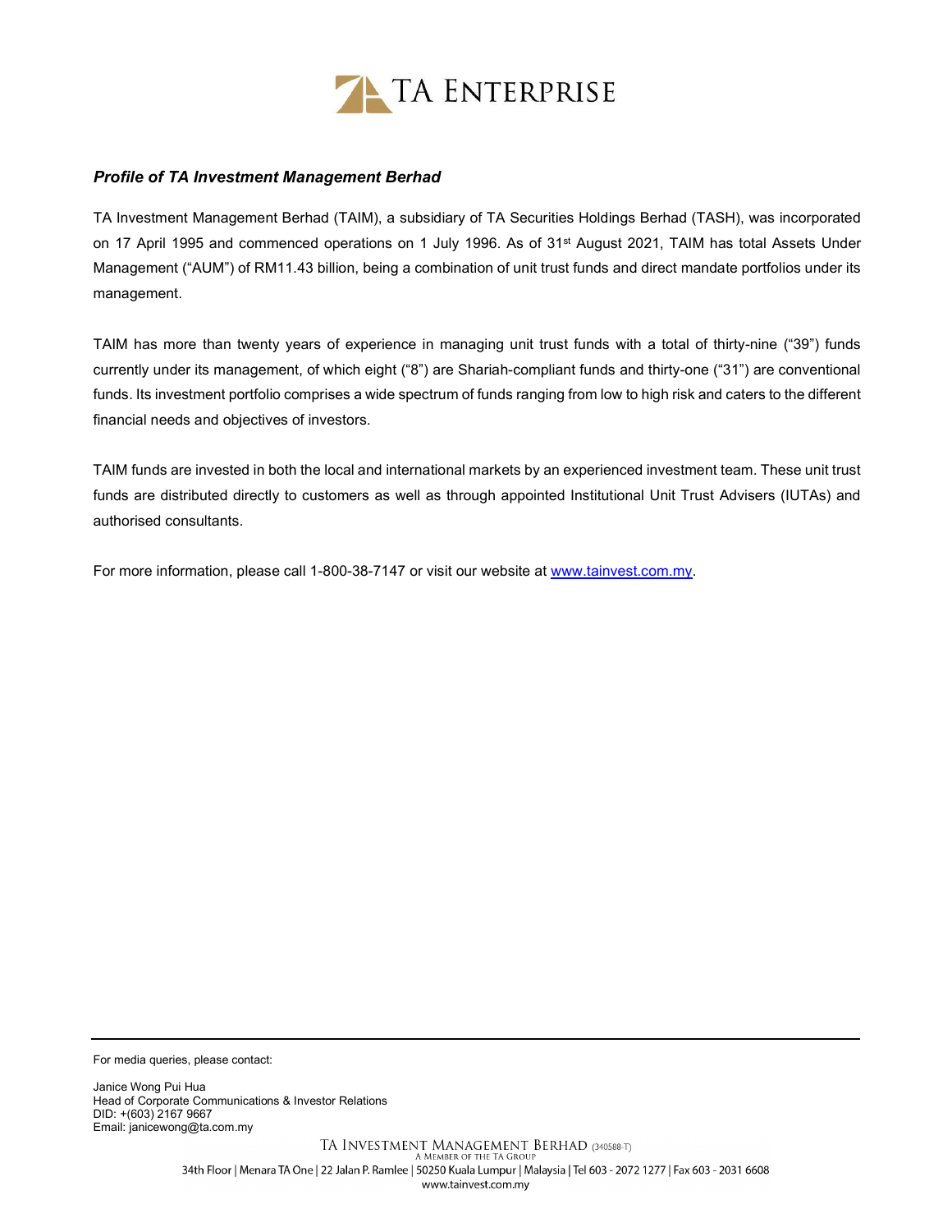*Profile of TA Investment Management Berhad*

TA Investment Management Berhad (TAIM), a subsidiary of TA Securities Holdings Berhad (TASH), was incorporated on 17 April 1995 and commenced operations on 1 July 1996. As of 31st August 2021, TAIM has total Assets Under Management ("AUM") of RM11.43 billion, being a combination of unit trust funds and direct mandate portfolios under its management.

TAIM has more than twenty years of experience in managing unit trust funds with a total of thirty-nine ("39") funds currently under its management, of which eight ("8") are Shariah-compliant funds and thirty-one ("31") are conventional funds. Its investment portfolio comprises a wide spectrum of funds ranging from low to high risk and caters to the different financial needs and objectives of investors.

TAIM funds are invested in both the local and international markets by an experienced investment team. These unit trust funds are distributed directly to customers as well as through appointed Institutional Unit Trust Advisers (IUTAs) and authorised consultants.

For more information, please call 1-800-38-7147 or visit our website at www.tainvest.com.my.

---

For media queries, please contact:

Janice Wong Pui Hua
Head of Corporate Communications & Investor Relations
DID: +(603) 2167 9667
Email: janicewong@ta.com.my

TA INVESTMENT MANAGEMENT BERHAD (340588-T)
A MEMBER OF THE TA GROUP
34th Floor | Menara TA One | 22 Jalan P. Ramlee | 50250 Kuala Lumpur | Malaysia | Tel 603 - 2072 1277 | Fax 603 - 2031 6608
www.tainvest.com.my